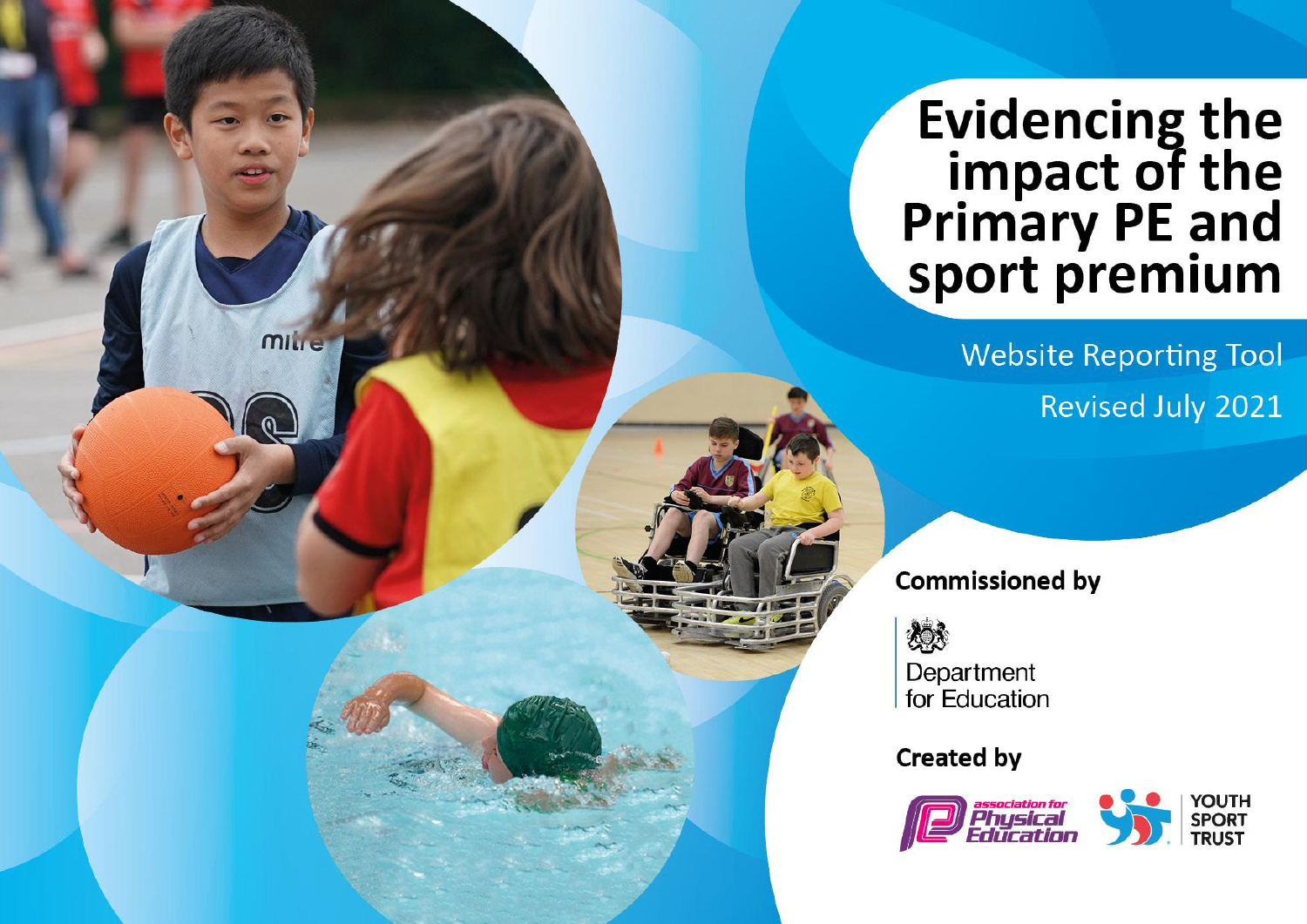# Evidencing the impact of the Primary PE and sport premium

Website Reporting Tool

Revised July 2021

**Commissioned by**

Department for Education

**Created by**

association for Physical Education

YOUTH SPORT TRUST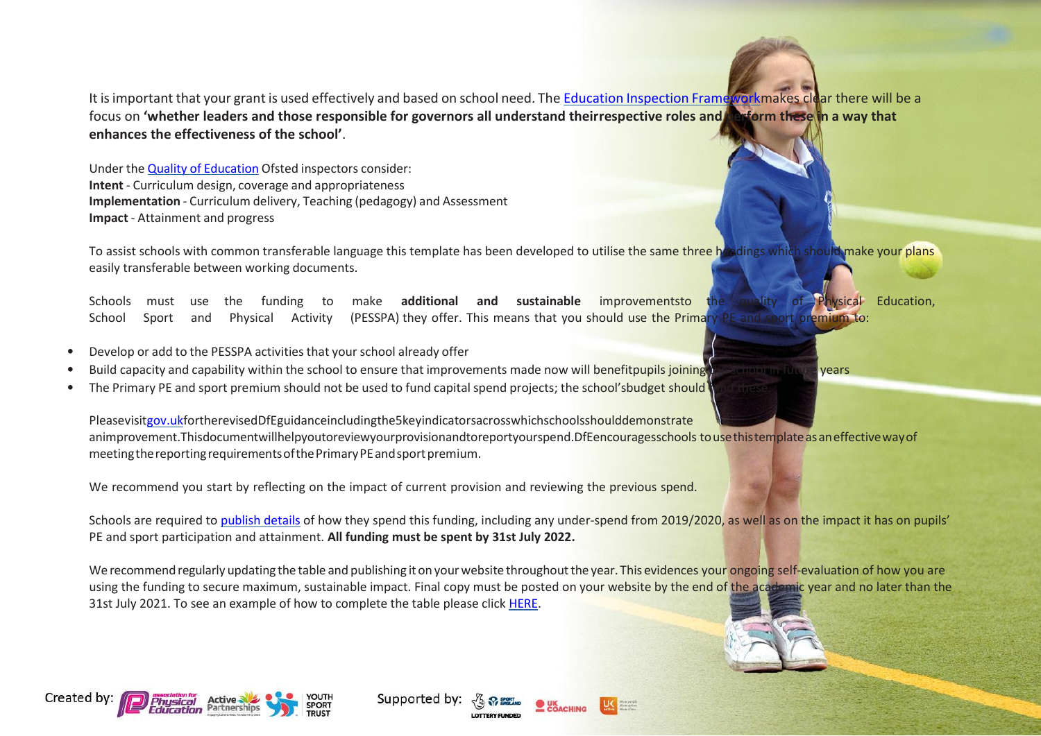It is important that your grant is used effectively and based on school need. The [Education Inspection Framework](#)makes clear there will be a focus on **'whether leaders and those responsible for governors all understand theirrespective roles and perform these in a way that enhances the effectiveness of the school'**.

Under the [Quality of Education](#) Ofsted inspectors consider:
**Intent** - Curriculum design, coverage and appropriateness
**Implementation** - Curriculum delivery, Teaching (pedagogy) and Assessment
**Impact** - Attainment and progress

To assist schools with common transferable language this template has been developed to utilise the same three headings which should make your plans easily transferable between working documents.

Schools must use the funding to make **additional and sustainable** improvementsto the quality of Physical Education, School Sport and Physical Activity (PESSPA) they offer. This means that you should use the Primary PE and sport premium to:

- Develop or add to the PESSPA activities that your school already offer
- Build capacity and capability within the school to ensure that improvements made now will benefitpupils joining the school in future years
- The Primary PE and sport premium should not be used to fund capital spend projects; the school'sbudget should fund these.

Pleasevisit[gov.uk](#)fortherevisedDfEguidanceincludingthe5keyindicatorsacrosswhichschoolsshoulddemonstrate animprovement.Thisdocumentwillhelpyoutoreviewyourprovisionandtoreportyourspend.DfEencouragesschools tousethistemplate asaneffectivewayof meetingthereportingrequirementsofthePrimaryPEandsportpremium.

We recommend you start by reflecting on the impact of current provision and reviewing the previous spend.

Schools are required to [publish details](#) of how they spend this funding, including any under-spend from 2019/2020, as well as on the impact it has on pupils' PE and sport participation and attainment. **All funding must be spent by 31st July 2022.**

We recommend regularly updating the table and publishing it on your website throughout the year. This evidences your ongoing self-evaluation of how you are using the funding to secure maximum, sustainable impact. Final copy must be posted on your website by the end of the academic year and no later than the 31st July 2021. To see an example of how to complete the table please click [HERE](#).

Created by: Association for Physical Education, Active Partnerships, Youth Sport Trust

Supported by: Sport England (Lottery Funded), UK Coaching, UK Active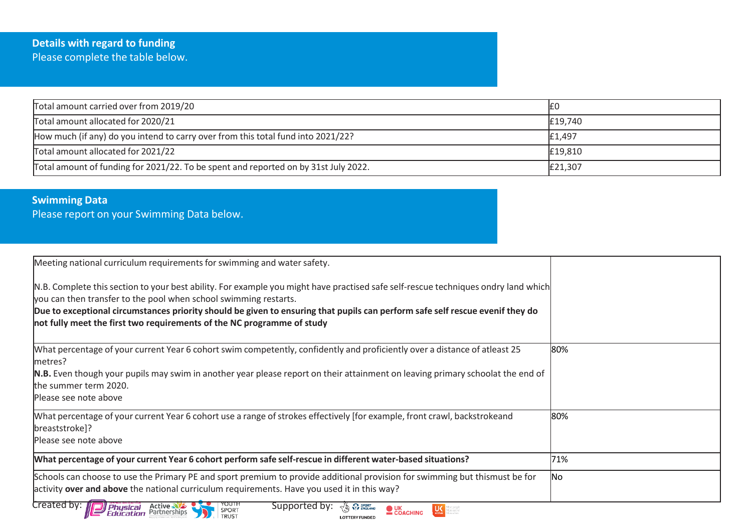## Details with regard to funding

Please complete the table below.

| | |
|---|---|
| Total amount carried over from 2019/20 | £0 |
| Total amount allocated for 2020/21 | £19,740 |
| How much (if any) do you intend to carry over from this total fund into 2021/22? | £1,497 |
| Total amount allocated for 2021/22 | £19,810 |
| Total amount of funding for 2021/22. To be spent and reported on by 31st July 2022. | £21,307 |

## Swimming Data

Please report on your Swimming Data below.

| | |
|---|---|
| Meeting national curriculum requirements for swimming and water safety.<br><br>N.B. Complete this section to your best ability. For example you might have practised safe self-rescue techniques ondry land which you can then transfer to the pool when school swimming restarts.<br>**Due to exceptional circumstances priority should be given to ensuring that pupils can perform safe self rescue evenif they do not fully meet the first two requirements of the NC programme of study** | |
| What percentage of your current Year 6 cohort swim competently, confidently and proficiently over a distance of atleast 25 metres?<br>**N.B.** Even though your pupils may swim in another year please report on their attainment on leaving primary schoolat the end of the summer term 2020.<br>Please see note above | 80% |
| What percentage of your current Year 6 cohort use a range of strokes effectively [for example, front crawl, backstrokeand breaststroke]?<br>Please see note above | 80% |
| **What percentage of your current Year 6 cohort perform safe self-rescue in different water-based situations?** | 71% |
| Schools can choose to use the Primary PE and sport premium to provide additional provision for swimming but thismust be for activity **over and above** the national curriculum requirements. Have you used it in this way? | No |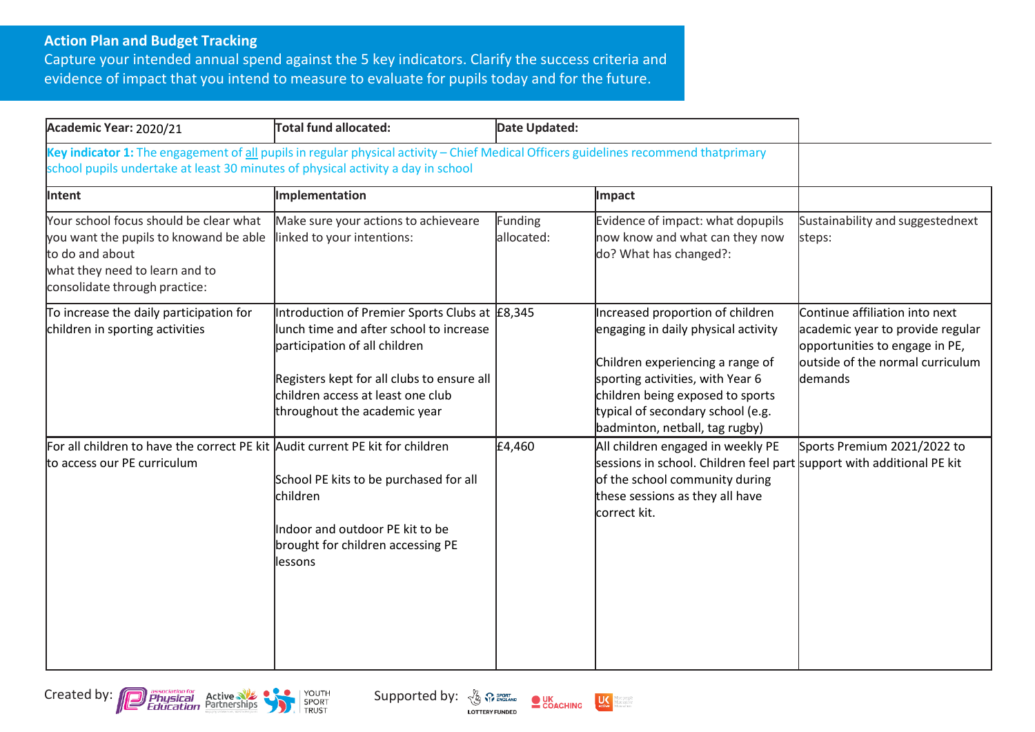**Action Plan and Budget Tracking**

Capture your intended annual spend against the 5 key indicators. Clarify the success criteria and evidence of impact that you intend to measure to evaluate for pupils today and for the future.

| Academic Year: 2020/21 | Total fund allocated: | Date Updated: | | |
|---|---|---|---|---|
| **Key indicator 1:** The engagement of all pupils in regular physical activity – Chief Medical Officers guidelines recommend thatprimary school pupils undertake at least 30 minutes of physical activity a day in school | | | | |
| **Intent** | **Implementation** | | **Impact** | |
| Your school focus should be clear what you want the pupils to knowand be able to do and about what they need to learn and to consolidate through practice: | Make sure your actions to achieveare linked to your intentions: | Funding allocated: | Evidence of impact: what dopupils now know and what can they now do? What has changed?: | Sustainability and suggestednext steps: |
| To increase the daily participation for children in sporting activities | Introduction of Premier Sports Clubs at lunch time and after school to increase participation of all children<br><br>Registers kept for all clubs to ensure all children access at least one club throughout the academic year | £8,345 | Increased proportion of children engaging in daily physical activity<br><br>Children experiencing a range of sporting activities, with Year 6 children being exposed to sports typical of secondary school (e.g. badminton, netball, tag rugby) | Continue affiliation into next academic year to provide regular opportunities to engage in PE, outside of the normal curriculum demands |
| For all children to have the correct PE kit to access our PE curriculum | Audit current PE kit for children<br><br>School PE kits to be purchased for all children<br><br>Indoor and outdoor PE kit to be brought for children accessing PE lessons | £4,460 | All children engaged in weekly PE sessions in school. Children feel part of the school community during these sessions as they all have correct kit. | Sports Premium 2021/2022 to support with additional PE kit |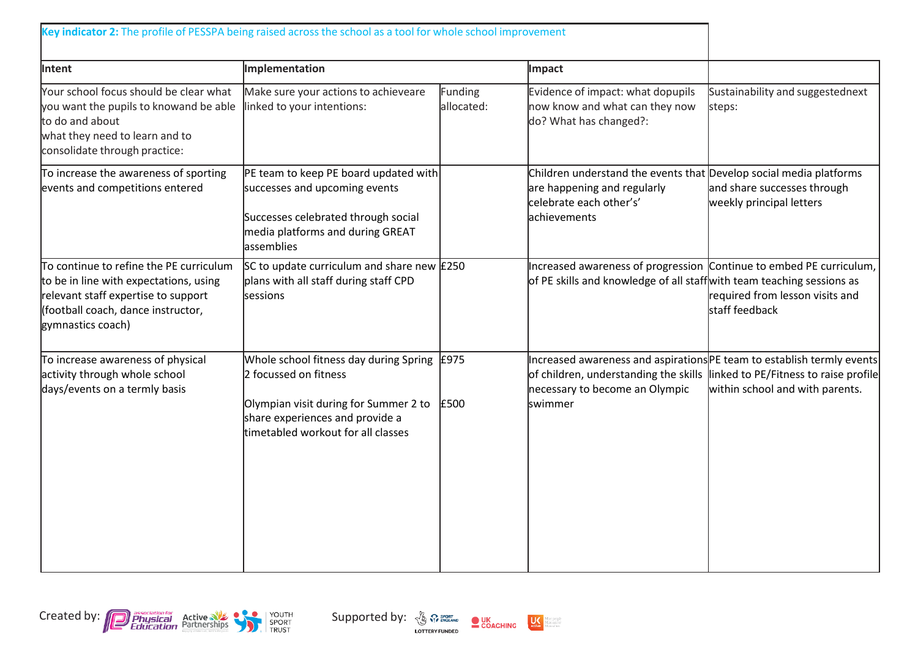**Key indicator 2:** The profile of PESSPA being raised across the school as a tool for whole school improvement

| Intent | Implementation | | Impact | |
|---|---|---|---|---|
| Your school focus should be clear what you want the pupils to knowand be able to do and about what they need to learn and to consolidate through practice: | Make sure your actions to achieveare linked to your intentions: | Funding allocated: | Evidence of impact: what dopupils now know and what can they now do? What has changed?: | Sustainability and suggestednext steps: |
| To increase the awareness of sporting events and competitions entered | PE team to keep PE board updated with successes and upcoming events<br><br>Successes celebrated through social media platforms and during GREAT assemblies | | Children understand the events that are happening and regularly celebrate each other's' achievements | Develop social media platforms and share successes through weekly principal letters |
| To continue to refine the PE curriculum to be in line with expectations, using relevant staff expertise to support (football coach, dance instructor, gymnastics coach) | SC to update curriculum and share new plans with all staff during staff CPD sessions | £250 | Increased awareness of progression of PE skills and knowledge of all staff | Continue to embed PE curriculum, with team teaching sessions as required from lesson visits and staff feedback |
| To increase awareness of physical activity through whole school days/events on a termly basis | Whole school fitness day during Spring 2 focussed on fitness<br><br>Olympian visit during for Summer 2 to share experiences and provide a timetabled workout for all classes | £975<br><br>£500 | Increased awareness and aspirations of children, understanding the skills necessary to become an Olympic swimmer | PE team to establish termly events linked to PE/Fitness to raise profile within school and with parents. |

Created by: association for Physical Education, Active Partnerships, Youth Sport Trust

Supported by: Sport England Lottery Funded, UK Coaching, UK Active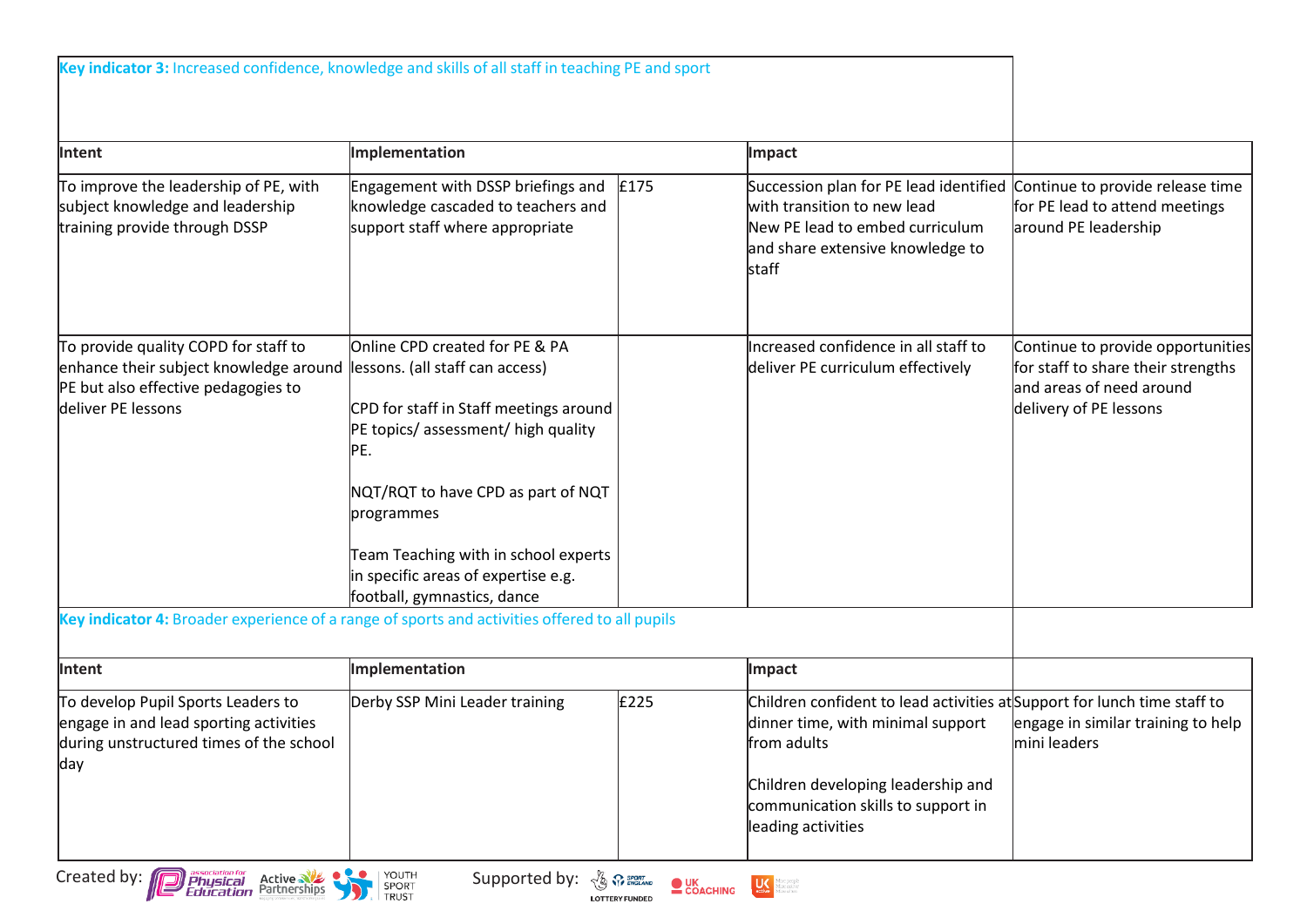**Key indicator 3:** Increased confidence, knowledge and skills of all staff in teaching PE and sport

| Intent | Implementation | | Impact | |
|---|---|---|---|---|
| To improve the leadership of PE, with subject knowledge and leadership training provide through DSSP | Engagement with DSSP briefings and knowledge cascaded to teachers and support staff where appropriate | £175 | Succession plan for PE lead identified with transition to new lead<br>New PE lead to embed curriculum and share extensive knowledge to staff | Continue to provide release time for PE lead to attend meetings around PE leadership |
| To provide quality COPD for staff to enhance their subject knowledge around PE but also effective pedagogies to deliver PE lessons | Online CPD created for PE & PA lessons. (all staff can access)<br><br>CPD for staff in Staff meetings around PE topics/ assessment/ high quality PE.<br><br>NQT/RQT to have CPD as part of NQT programmes<br><br>Team Teaching with in school experts in specific areas of expertise e.g. football, gymnastics, dance | | Increased confidence in all staff to deliver PE curriculum effectively | Continue to provide opportunities for staff to share their strengths and areas of need around delivery of PE lessons |

**Key indicator 4:** Broader experience of a range of sports and activities offered to all pupils

| Intent | Implementation | | Impact | |
|---|---|---|---|---|
| To develop Pupil Sports Leaders to engage in and lead sporting activities during unstructured times of the school day | Derby SSP Mini Leader training | £225 | Children confident to lead activities at dinner time, with minimal support from adults<br><br>Children developing leadership and communication skills to support in leading activities | Support for lunch time staff to engage in similar training to help mini leaders |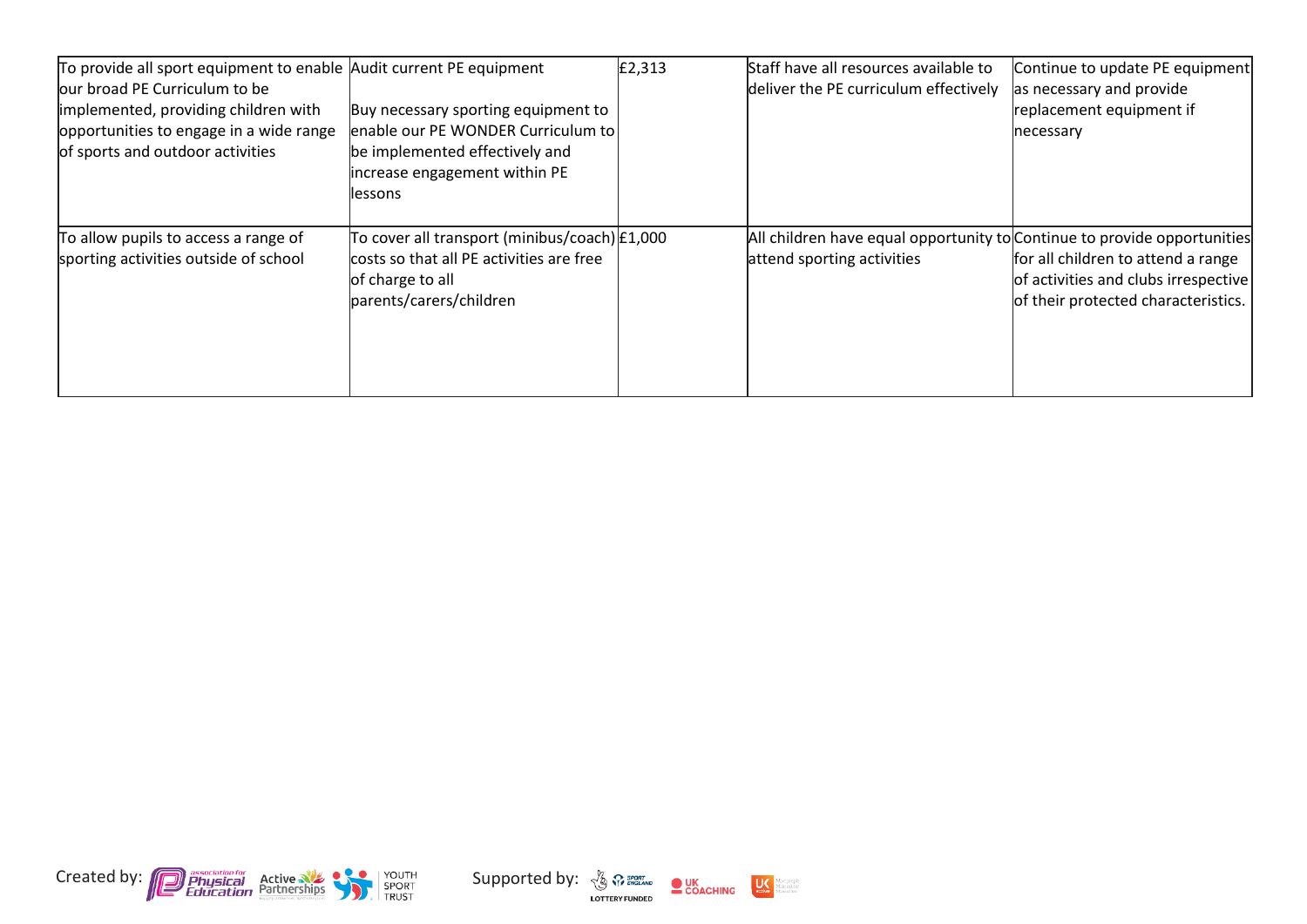| | | | | |
|---|---|---|---|---|
| To provide all sport equipment to enable our broad PE Curriculum to be implemented, providing children with opportunities to engage in a wide range of sports and outdoor activities | Audit current PE equipment<br><br>Buy necessary sporting equipment to enable our PE WONDER Curriculum to be implemented effectively and increase engagement within PE lessons | £2,313 | Staff have all resources available to deliver the PE curriculum effectively | Continue to update PE equipment as necessary and provide replacement equipment if necessary |
| To allow pupils to access a range of sporting activities outside of school | To cover all transport (minibus/coach) costs so that all PE activities are free of charge to all parents/carers/children | £1,000 | All children have equal opportunity to attend sporting activities | Continue to provide opportunities for all children to attend a range of activities and clubs irrespective of their protected characteristics. |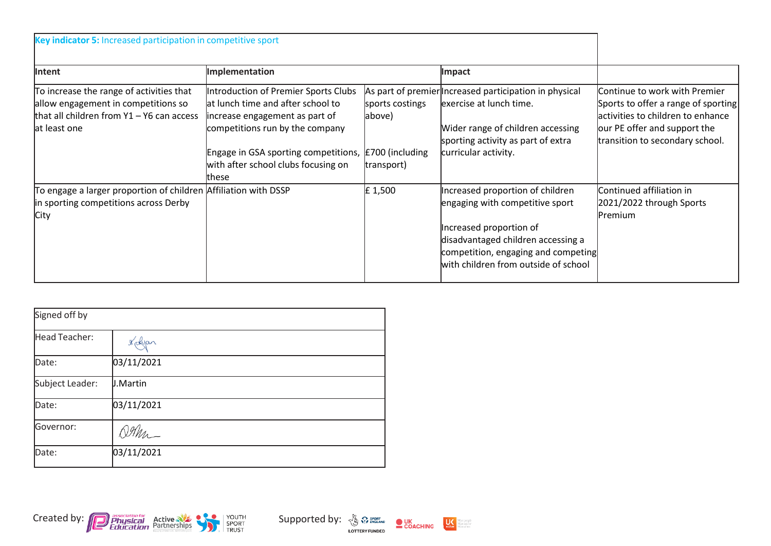**Key indicator 5:** Increased participation in competitive sport

| Intent | Implementation | | Impact | |
|---|---|---|---|---|
| To increase the range of activities that allow engagement in competitions so that all children from Y1 – Y6 can access at least one | Introduction of Premier Sports Clubs at lunch time and after school to increase engagement as part of competitions run by the company<br><br>Engage in GSA sporting competitions, with after school clubs focusing on these | As part of premier sports costings above)<br><br>£700 (including transport) | Increased participation in physical exercise at lunch time.<br><br>Wider range of children accessing sporting activity as part of extra curricular activity. | Continue to work with Premier Sports to offer a range of sporting activities to children to enhance our PE offer and support the transition to secondary school. |
| To engage a larger proportion of children in sporting competitions across Derby City | Affiliation with DSSP | £ 1,500 | Increased proportion of children engaging with competitive sport<br><br>Increased proportion of disadvantaged children accessing a competition, engaging and competing with children from outside of school | Continued affiliation in 2021/2022 through Sports Premium |

| Signed off by | |
|---|---|
| Head Teacher: | [signature] |
| Date: | 03/11/2021 |
| Subject Leader: | J.Martin |
| Date: | 03/11/2021 |
| Governor: | [signature] |
| Date: | 03/11/2021 |

Created by: association for Physical Education, Active Partnerships, Youth Sport Trust

Supported by: Sport England (Lottery Funded), UK Coaching, UK Active